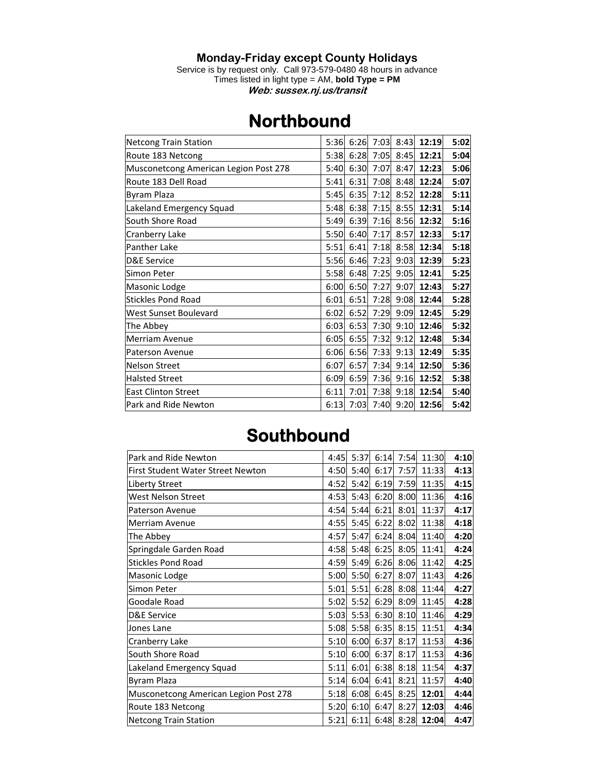**Monday-Friday except County Holidays**

Service is by request only. Call 973-579-0480 48 hours in advance

Times listed in light type = AM, **bold Type = PM**

***Web: sussex.nj.us/transit***

# Northbound

| Stop | | | | | | |
|---|---|---|---|---|---|---|
| Netcong Train Station | 5:36 | 6:26 | 7:03 | 8:43 | **12:19** | **5:02** |
| Route 183 Netcong | 5:38 | 6:28 | 7:05 | 8:45 | **12:21** | **5:04** |
| Musconetcong American Legion Post 278 | 5:40 | 6:30 | 7:07 | 8:47 | **12:23** | **5:06** |
| Route 183 Dell Road | 5:41 | 6:31 | 7:08 | 8:48 | **12:24** | **5:07** |
| Byram Plaza | 5:45 | 6:35 | 7:12 | 8:52 | **12:28** | **5:11** |
| Lakeland Emergency Squad | 5:48 | 6:38 | 7:15 | 8:55 | **12:31** | **5:14** |
| South Shore Road | 5:49 | 6:39 | 7:16 | 8:56 | **12:32** | **5:16** |
| Cranberry Lake | 5:50 | 6:40 | 7:17 | 8:57 | **12:33** | **5:17** |
| Panther Lake | 5:51 | 6:41 | 7:18 | 8:58 | **12:34** | **5:18** |
| D&E Service | 5:56 | 6:46 | 7:23 | 9:03 | **12:39** | **5:23** |
| Simon Peter | 5:58 | 6:48 | 7:25 | 9:05 | **12:41** | **5:25** |
| Masonic Lodge | 6:00 | 6:50 | 7:27 | 9:07 | **12:43** | **5:27** |
| Stickles Pond Road | 6:01 | 6:51 | 7:28 | 9:08 | **12:44** | **5:28** |
| West Sunset Boulevard | 6:02 | 6:52 | 7:29 | 9:09 | **12:45** | **5:29** |
| The Abbey | 6:03 | 6:53 | 7:30 | 9:10 | **12:46** | **5:32** |
| Merriam Avenue | 6:05 | 6:55 | 7:32 | 9:12 | **12:48** | **5:34** |
| Paterson Avenue | 6:06 | 6:56 | 7:33 | 9:13 | **12:49** | **5:35** |
| Nelson Street | 6:07 | 6:57 | 7:34 | 9:14 | **12:50** | **5:36** |
| Halsted Street | 6:09 | 6:59 | 7:36 | 9:16 | **12:52** | **5:38** |
| East Clinton Street | 6:11 | 7:01 | 7:38 | 9:18 | **12:54** | **5:40** |
| Park and Ride Newton | 6:13 | 7:03 | 7:40 | 9:20 | **12:56** | **5:42** |

# Southbound

| Stop | | | | | | |
|---|---|---|---|---|---|---|
| Park and Ride Newton | 4:45 | 5:37 | 6:14 | 7:54 | 11:30 | **4:10** |
| First Student Water Street Newton | 4:50 | 5:40 | 6:17 | 7:57 | 11:33 | **4:13** |
| Liberty Street | 4:52 | 5:42 | 6:19 | 7:59 | 11:35 | **4:15** |
| West Nelson Street | 4:53 | 5:43 | 6:20 | 8:00 | 11:36 | **4:16** |
| Paterson Avenue | 4:54 | 5:44 | 6:21 | 8:01 | 11:37 | **4:17** |
| Merriam Avenue | 4:55 | 5:45 | 6:22 | 8:02 | 11:38 | **4:18** |
| The Abbey | 4:57 | 5:47 | 6:24 | 8:04 | 11:40 | **4:20** |
| Springdale Garden Road | 4:58 | 5:48 | 6:25 | 8:05 | 11:41 | **4:24** |
| Stickles Pond Road | 4:59 | 5:49 | 6:26 | 8:06 | 11:42 | **4:25** |
| Masonic Lodge | 5:00 | 5:50 | 6:27 | 8:07 | 11:43 | **4:26** |
| Simon Peter | 5:01 | 5:51 | 6:28 | 8:08 | 11:44 | **4:27** |
| Goodale Road | 5:02 | 5:52 | 6:29 | 8:09 | 11:45 | **4:28** |
| D&E Service | 5:03 | 5:53 | 6:30 | 8:10 | 11:46 | **4:29** |
| Jones Lane | 5:08 | 5:58 | 6:35 | 8:15 | 11:51 | **4:34** |
| Cranberry Lake | 5:10 | 6:00 | 6:37 | 8:17 | 11:53 | **4:36** |
| South Shore Road | 5:10 | 6:00 | 6:37 | 8:17 | 11:53 | **4:36** |
| Lakeland Emergency Squad | 5:11 | 6:01 | 6:38 | 8:18 | 11:54 | **4:37** |
| Byram Plaza | 5:14 | 6:04 | 6:41 | 8:21 | 11:57 | **4:40** |
| Musconetcong American Legion Post 278 | 5:18 | 6:08 | 6:45 | 8:25 | **12:01** | **4:44** |
| Route 183 Netcong | 5:20 | 6:10 | 6:47 | 8:27 | **12:03** | **4:46** |
| Netcong Train Station | 5:21 | 6:11 | 6:48 | 8:28 | **12:04** | **4:47** |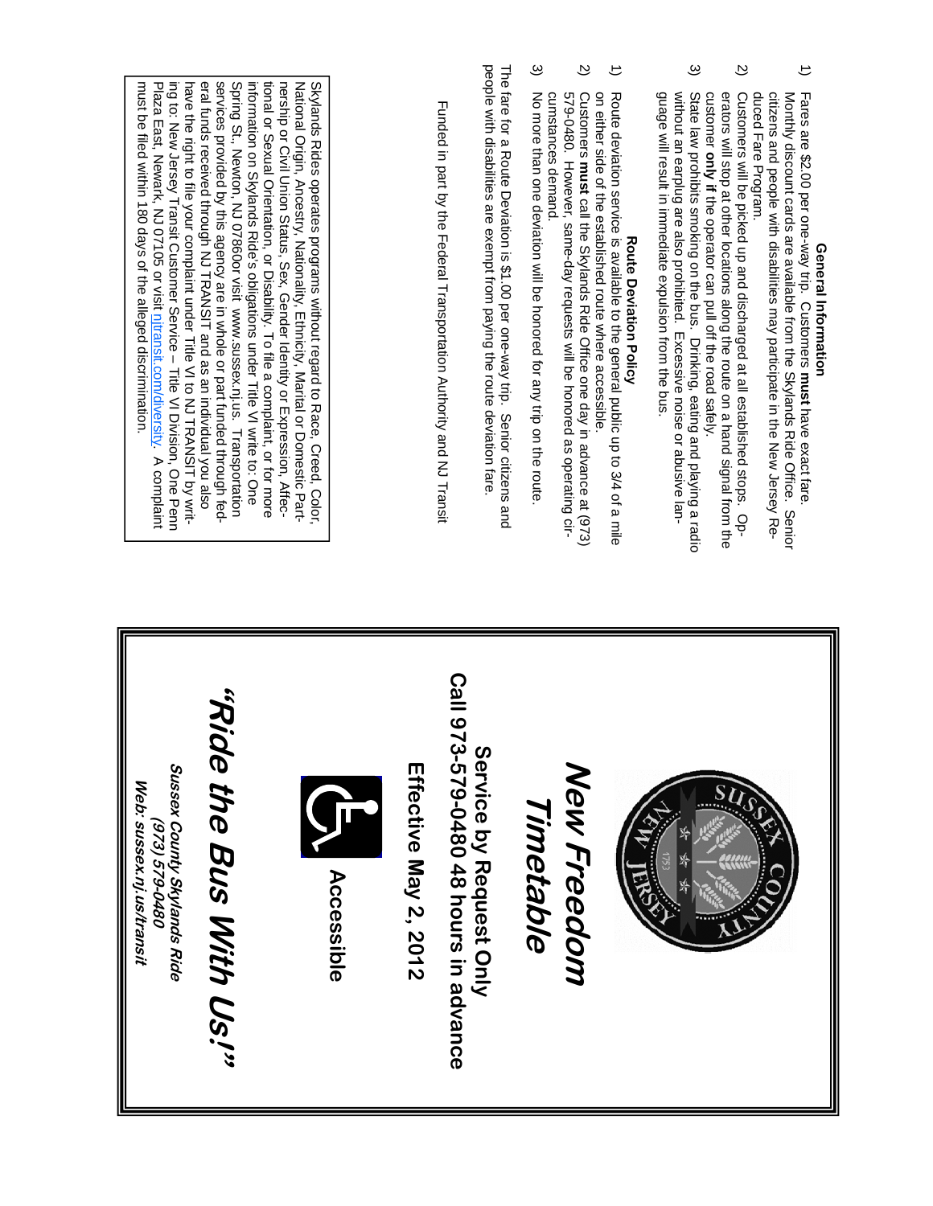## General Information

1) Fares are $2.00 per one-way trip. Customers **must** have exact fare. Monthly discount cards are available from the Skylands Ride Office. Senior citizens and people with disabilities may participate in the New Jersey Reduced Fare Program.
2) Customers will be picked up and discharged at all established stops. Operators will stop at other locations along the route on a hand signal from the customer **only if** the operator can pull off the road safely.
3) State law prohibits smoking on the bus. Drinking, eating and playing a radio without an earplug are also prohibited. Excessive noise or abusive language will result in immediate expulsion from the bus.

## Route Deviation Policy

1) Route deviation service is available to the general public up to 3/4 of a mile on either side of the established route where accessible.
2) Customers **must** call the Skylands Ride Office one day in advance at (973) 579-0480. However, same-day requests will be honored as operating circumstances demand.
3) No more than one deviation will be honored for any trip on the route.

The fare for a Route Deviation is $1.00 per one-way trip. Senior citizens and people with disabilities are exempt from paying the route deviation fare.

Funded in part by the Federal Transportation Authority and NJ Transit

Skylands Rides operates programs without regard to Race, Creed, Color, National Origin, Ancestry, Nationality, Ethnicity, Marital or Domestic Partnership or Civil Union Status, Sex, Gender Identity or Expression, Affectional or Sexual Orientation, or Disability. To file a complaint, or for more information on Skylands Ride's obligations under Title VI write to: One Spring St., Newton, NJ 07860or visit www.sussex.nj.us. Transportation services provided by this agency are in whole or part funded through federal funds received through NJ TRANSIT and as an individual you also have the right to file your complaint under Title VI to NJ TRANSIT by writing to: New Jersey Transit Customer Service – Title VI Division, One Penn Plaza East, Newark, NJ 07105 or visit njtransit.com/diversity. A complaint must be filed within 180 days of the alleged discrimination.

# *New Freedom Timetable*

## Service by Request Only

## Call 973-579-0480 48 hours in advance

## Effective May 2, 2012

Accessible

# *"Ride the Bus With Us!"*

***Sussex County Skylands Ride***
***(973) 579-0480***
***Web: sussex.nj.us/transit***